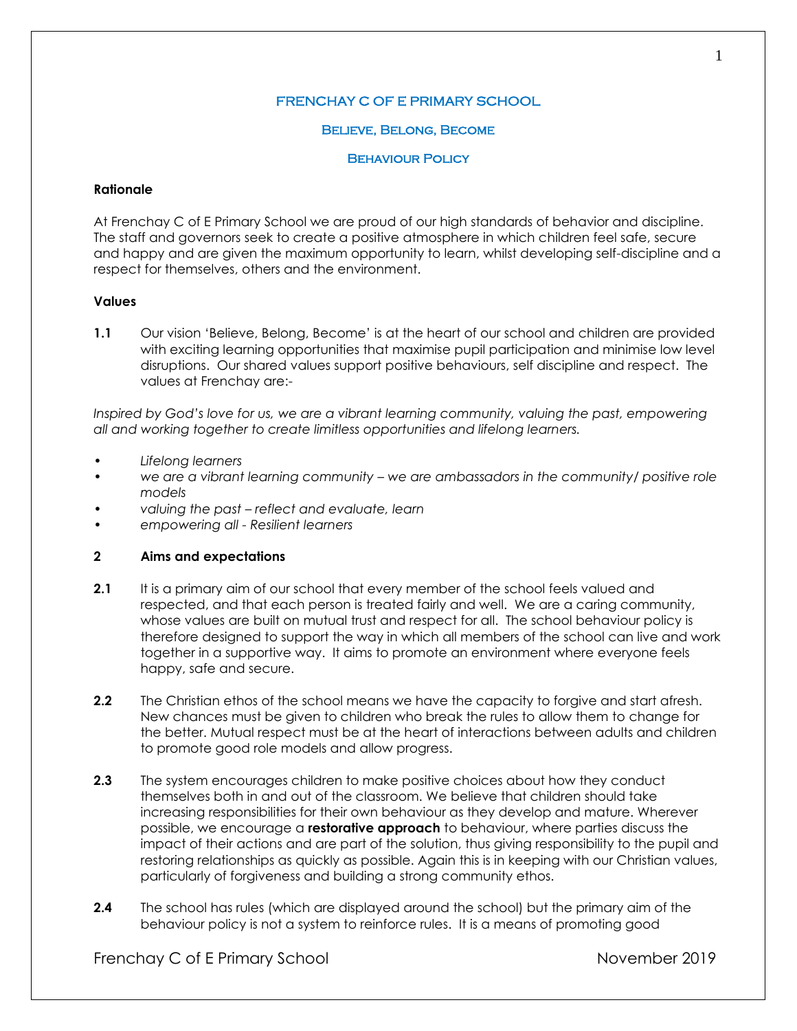# FRENCHAY C OF E PRIMARY SCHOOL

## Believe, Belong, Become

## Behaviour Policy

**Rationale**

At Frenchay C of E Primary School we are proud of our high standards of behavior and discipline. The staff and governors seek to create a positive atmosphere in which children feel safe, secure and happy and are given the maximum opportunity to learn, whilst developing self-discipline and a respect for themselves, others and the environment.

**Values**

**1.1** Our vision 'Believe, Belong, Become' is at the heart of our school and children are provided with exciting learning opportunities that maximise pupil participation and minimise low level disruptions. Our shared values support positive behaviours, self discipline and respect. The values at Frenchay are:-

*Inspired by God's love for us, we are a vibrant learning community, valuing the past, empowering all and working together to create limitless opportunities and lifelong learners.*

- *Lifelong learners*
- *we are a vibrant learning community – we are ambassadors in the community/ positive role models*
- *valuing the past – reflect and evaluate, learn*
- *empowering all - Resilient learners*

**2 Aims and expectations**

**2.1** It is a primary aim of our school that every member of the school feels valued and respected, and that each person is treated fairly and well. We are a caring community, whose values are built on mutual trust and respect for all. The school behaviour policy is therefore designed to support the way in which all members of the school can live and work together in a supportive way. It aims to promote an environment where everyone feels happy, safe and secure.

**2.2** The Christian ethos of the school means we have the capacity to forgive and start afresh. New chances must be given to children who break the rules to allow them to change for the better. Mutual respect must be at the heart of interactions between adults and children to promote good role models and allow progress.

**2.3** The system encourages children to make positive choices about how they conduct themselves both in and out of the classroom. We believe that children should take increasing responsibilities for their own behaviour as they develop and mature. Wherever possible, we encourage a **restorative approach** to behaviour, where parties discuss the impact of their actions and are part of the solution, thus giving responsibility to the pupil and restoring relationships as quickly as possible. Again this is in keeping with our Christian values, particularly of forgiveness and building a strong community ethos.

**2.4** The school has rules (which are displayed around the school) but the primary aim of the behaviour policy is not a system to reinforce rules. It is a means of promoting good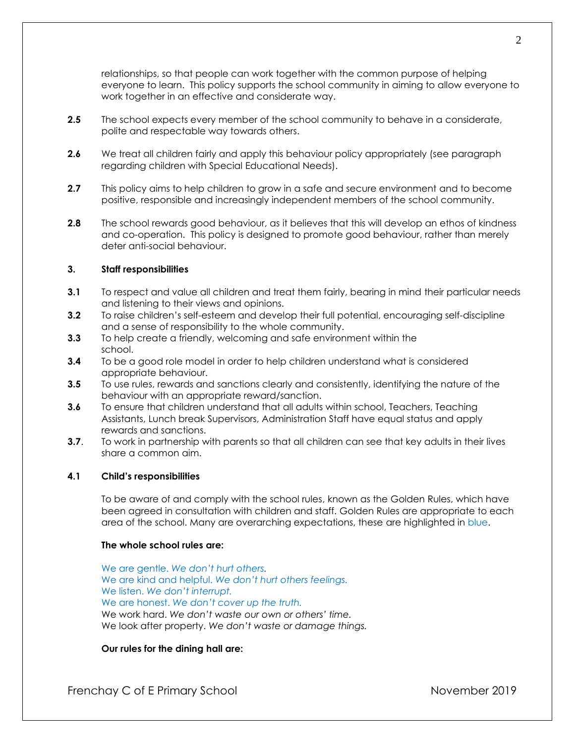relationships, so that people can work together with the common purpose of helping everyone to learn. This policy supports the school community in aiming to allow everyone to work together in an effective and considerate way.

**2.5** The school expects every member of the school community to behave in a considerate, polite and respectable way towards others.

**2.6** We treat all children fairly and apply this behaviour policy appropriately (see paragraph regarding children with Special Educational Needs).

**2.7** This policy aims to help children to grow in a safe and secure environment and to become positive, responsible and increasingly independent members of the school community.

**2.8** The school rewards good behaviour, as it believes that this will develop an ethos of kindness and co-operation. This policy is designed to promote good behaviour, rather than merely deter anti-social behaviour.

## 3. Staff responsibilities

**3.1** To respect and value all children and treat them fairly, bearing in mind their particular needs and listening to their views and opinions.
**3.2** To raise children's self-esteem and develop their full potential, encouraging self-discipline and a sense of responsibility to the whole community.
**3.3** To help create a friendly, welcoming and safe environment within the school.
**3.4** To be a good role model in order to help children understand what is considered appropriate behaviour.
**3.5** To use rules, rewards and sanctions clearly and consistently, identifying the nature of the behaviour with an appropriate reward/sanction.
**3.6** To ensure that children understand that all adults within school, Teachers, Teaching Assistants, Lunch break Supervisors, Administration Staff have equal status and apply rewards and sanctions.
**3.7**. To work in partnership with parents so that all children can see that key adults in their lives share a common aim.

## 4.1 Child's responsibilities

To be aware of and comply with the school rules, known as the Golden Rules, which have been agreed in consultation with children and staff. Golden Rules are appropriate to each area of the school. Many are overarching expectations, these are highlighted in blue.

**The whole school rules are:**

We are gentle. *We don't hurt others.*
We are kind and helpful. *We don't hurt others feelings.*
We listen. *We don't interrupt.*
We are honest. *We don't cover up the truth.*
We work hard. *We don't waste our own or others' time.*
We look after property. *We don't waste or damage things.*

**Our rules for the dining hall are:**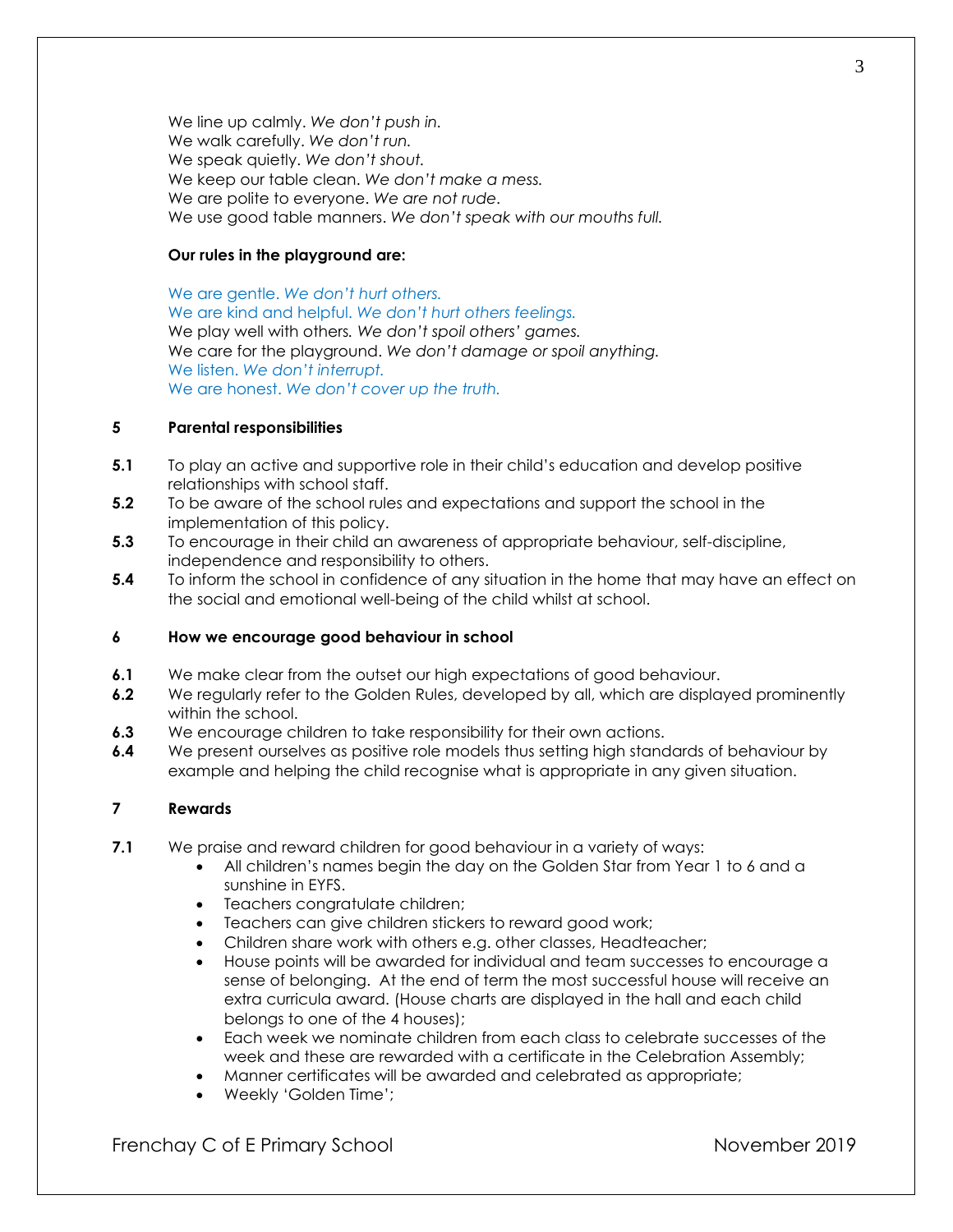We line up calmly. *We don't push in.*
We walk carefully. *We don't run.*
We speak quietly. *We don't shout.*
We keep our table clean. *We don't make a mess.*
We are polite to everyone. *We are not rude*.
We use good table manners. *We don't speak with our mouths full.*

**Our rules in the playground are:**

We are gentle. *We don't hurt others.*
We are kind and helpful. *We don't hurt others feelings.*
We play well with others. *We don't spoil others' games.*
We care for the playground. *We don't damage or spoil anything.*
We listen. *We don't interrupt.*
We are honest. *We don't cover up the truth.*

## 5 Parental responsibilities

**5.1** To play an active and supportive role in their child's education and develop positive relationships with school staff.

**5.2** To be aware of the school rules and expectations and support the school in the implementation of this policy.

**5.3** To encourage in their child an awareness of appropriate behaviour, self-discipline, independence and responsibility to others.

**5.4** To inform the school in confidence of any situation in the home that may have an effect on the social and emotional well-being of the child whilst at school.

## 6 How we encourage good behaviour in school

**6.1** We make clear from the outset our high expectations of good behaviour.

**6.2** We regularly refer to the Golden Rules, developed by all, which are displayed prominently within the school.

**6.3** We encourage children to take responsibility for their own actions.

**6.4** We present ourselves as positive role models thus setting high standards of behaviour by example and helping the child recognise what is appropriate in any given situation.

## 7 Rewards

**7.1** We praise and reward children for good behaviour in a variety of ways:

- All children's names begin the day on the Golden Star from Year 1 to 6 and a sunshine in EYFS.
- Teachers congratulate children;
- Teachers can give children stickers to reward good work;
- Children share work with others e.g. other classes, Headteacher;
- House points will be awarded for individual and team successes to encourage a sense of belonging. At the end of term the most successful house will receive an extra curricula award. (House charts are displayed in the hall and each child belongs to one of the 4 houses);
- Each week we nominate children from each class to celebrate successes of the week and these are rewarded with a certificate in the Celebration Assembly;
- Manner certificates will be awarded and celebrated as appropriate;
- Weekly 'Golden Time';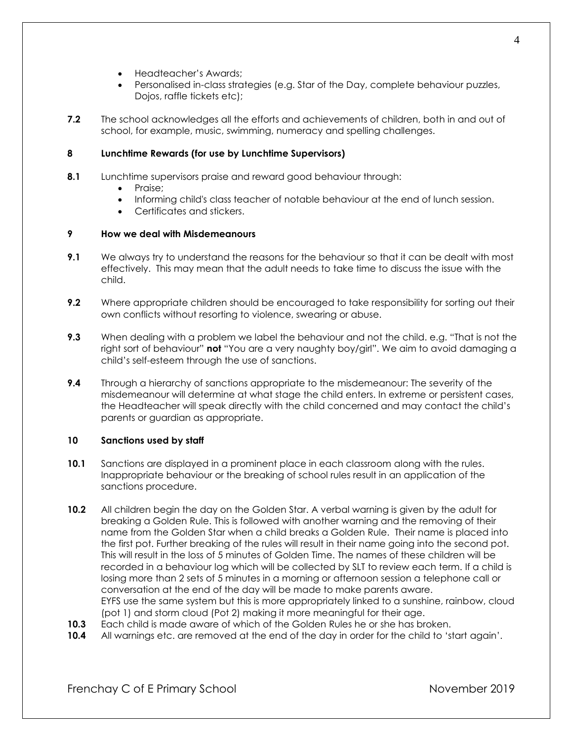- Headteacher's Awards;
- Personalised in-class strategies (e.g. Star of the Day, complete behaviour puzzles, Dojos, raffle tickets etc);

**7.2** The school acknowledges all the efforts and achievements of children, both in and out of school, for example, music, swimming, numeracy and spelling challenges.

## 8 Lunchtime Rewards (for use by Lunchtime Supervisors)

**8.1** Lunchtime supervisors praise and reward good behaviour through:

- Praise;
- Informing child's class teacher of notable behaviour at the end of lunch session.
- Certificates and stickers.

## 9 How we deal with Misdemeanours

**9.1** We always try to understand the reasons for the behaviour so that it can be dealt with most effectively. This may mean that the adult needs to take time to discuss the issue with the child.

**9.2** Where appropriate children should be encouraged to take responsibility for sorting out their own conflicts without resorting to violence, swearing or abuse.

**9.3** When dealing with a problem we label the behaviour and not the child. e.g. "That is not the right sort of behaviour" **not** "You are a very naughty boy/girl". We aim to avoid damaging a child's self-esteem through the use of sanctions.

**9.4** Through a hierarchy of sanctions appropriate to the misdemeanour: The severity of the misdemeanour will determine at what stage the child enters. In extreme or persistent cases, the Headteacher will speak directly with the child concerned and may contact the child's parents or guardian as appropriate.

## 10 Sanctions used by staff

**10.1** Sanctions are displayed in a prominent place in each classroom along with the rules. Inappropriate behaviour or the breaking of school rules result in an application of the sanctions procedure.

**10.2** All children begin the day on the Golden Star. A verbal warning is given by the adult for breaking a Golden Rule. This is followed with another warning and the removing of their name from the Golden Star when a child breaks a Golden Rule. Their name is placed into the first pot. Further breaking of the rules will result in their name going into the second pot. This will result in the loss of 5 minutes of Golden Time. The names of these children will be recorded in a behaviour log which will be collected by SLT to review each term. If a child is losing more than 2 sets of 5 minutes in a morning or afternoon session a telephone call or conversation at the end of the day will be made to make parents aware.
EYFS use the same system but this is more appropriately linked to a sunshine, rainbow, cloud (pot 1) and storm cloud (Pot 2) making it more meaningful for their age.

**10.3** Each child is made aware of which of the Golden Rules he or she has broken.

**10.4** All warnings etc. are removed at the end of the day in order for the child to 'start again'.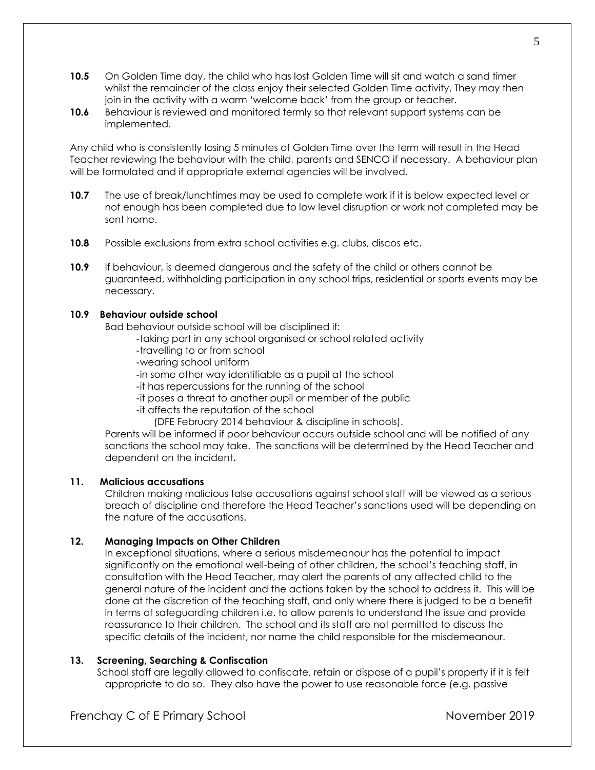**10.5** On Golden Time day, the child who has lost Golden Time will sit and watch a sand timer whilst the remainder of the class enjoy their selected Golden Time activity. They may then join in the activity with a warm 'welcome back' from the group or teacher.

**10.6** Behaviour is reviewed and monitored termly so that relevant support systems can be implemented.

Any child who is consistently losing 5 minutes of Golden Time over the term will result in the Head Teacher reviewing the behaviour with the child, parents and SENCO if necessary. A behaviour plan will be formulated and if appropriate external agencies will be involved.

**10.7** The use of break/lunchtimes may be used to complete work if it is below expected level or not enough has been completed due to low level disruption or work not completed may be sent home.

**10.8** Possible exclusions from extra school activities e.g. clubs, discos etc.

**10.9** If behaviour, is deemed dangerous and the safety of the child or others cannot be guaranteed, withholding participation in any school trips, residential or sports events may be necessary.

**10.9 Behaviour outside school**

Bad behaviour outside school will be disciplined if:

- -taking part in any school organised or school related activity
- -travelling to or from school
- -wearing school uniform
- -in some other way identifiable as a pupil at the school
- -it has repercussions for the running of the school
- -it poses a threat to another pupil or member of the public
- -it affects the reputation of the school

(DFE February 2014 behaviour & discipline in schools).

Parents will be informed if poor behaviour occurs outside school and will be notified of any sanctions the school may take. The sanctions will be determined by the Head Teacher and dependent on the incident**.**

**11. Malicious accusations**

Children making malicious false accusations against school staff will be viewed as a serious breach of discipline and therefore the Head Teacher's sanctions used will be depending on the nature of the accusations.

**12. Managing Impacts on Other Children**

In exceptional situations, where a serious misdemeanour has the potential to impact significantly on the emotional well-being of other children, the school's teaching staff, in consultation with the Head Teacher, may alert the parents of any affected child to the general nature of the incident and the actions taken by the school to address it. This will be done at the discretion of the teaching staff, and only where there is judged to be a benefit in terms of safeguarding children i.e. to allow parents to understand the issue and provide reassurance to their children. The school and its staff are not permitted to discuss the specific details of the incident, nor name the child responsible for the misdemeanour.

**13. Screening, Searching & Confiscation**

School staff are legally allowed to confiscate, retain or dispose of a pupil's property if it is felt appropriate to do so. They also have the power to use reasonable force (e.g. passive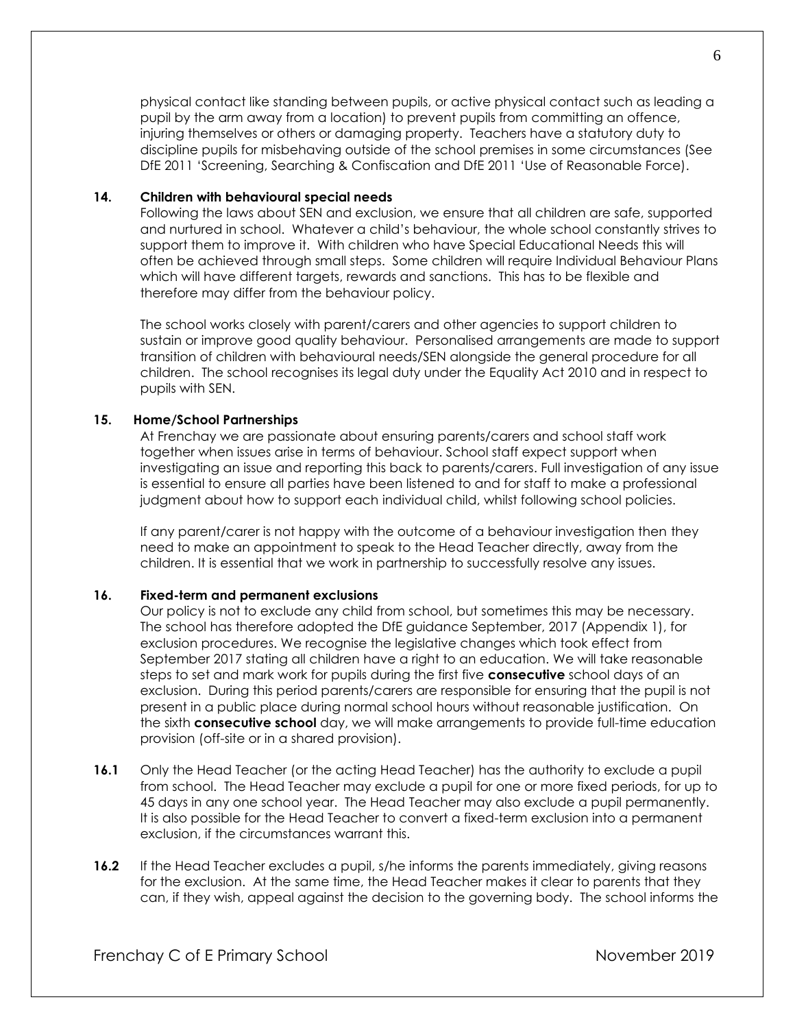physical contact like standing between pupils, or active physical contact such as leading a pupil by the arm away from a location) to prevent pupils from committing an offence, injuring themselves or others or damaging property. Teachers have a statutory duty to discipline pupils for misbehaving outside of the school premises in some circumstances (See DfE 2011 'Screening, Searching & Confiscation and DfE 2011 'Use of Reasonable Force).

**14. Children with behavioural special needs**

Following the laws about SEN and exclusion, we ensure that all children are safe, supported and nurtured in school. Whatever a child's behaviour, the whole school constantly strives to support them to improve it. With children who have Special Educational Needs this will often be achieved through small steps. Some children will require Individual Behaviour Plans which will have different targets, rewards and sanctions. This has to be flexible and therefore may differ from the behaviour policy.

The school works closely with parent/carers and other agencies to support children to sustain or improve good quality behaviour. Personalised arrangements are made to support transition of children with behavioural needs/SEN alongside the general procedure for all children. The school recognises its legal duty under the Equality Act 2010 and in respect to pupils with SEN.

**15. Home/School Partnerships**

At Frenchay we are passionate about ensuring parents/carers and school staff work together when issues arise in terms of behaviour. School staff expect support when investigating an issue and reporting this back to parents/carers. Full investigation of any issue is essential to ensure all parties have been listened to and for staff to make a professional judgment about how to support each individual child, whilst following school policies.

If any parent/carer is not happy with the outcome of a behaviour investigation then they need to make an appointment to speak to the Head Teacher directly, away from the children. It is essential that we work in partnership to successfully resolve any issues.

**16. Fixed-term and permanent exclusions**

Our policy is not to exclude any child from school, but sometimes this may be necessary. The school has therefore adopted the DfE guidance September, 2017 (Appendix 1), for exclusion procedures. We recognise the legislative changes which took effect from September 2017 stating all children have a right to an education. We will take reasonable steps to set and mark work for pupils during the first five **consecutive** school days of an exclusion. During this period parents/carers are responsible for ensuring that the pupil is not present in a public place during normal school hours without reasonable justification. On the sixth **consecutive school** day, we will make arrangements to provide full-time education provision (off-site or in a shared provision).

**16.1** Only the Head Teacher (or the acting Head Teacher) has the authority to exclude a pupil from school. The Head Teacher may exclude a pupil for one or more fixed periods, for up to 45 days in any one school year. The Head Teacher may also exclude a pupil permanently. It is also possible for the Head Teacher to convert a fixed-term exclusion into a permanent exclusion, if the circumstances warrant this.

**16.2** If the Head Teacher excludes a pupil, s/he informs the parents immediately, giving reasons for the exclusion. At the same time, the Head Teacher makes it clear to parents that they can, if they wish, appeal against the decision to the governing body. The school informs the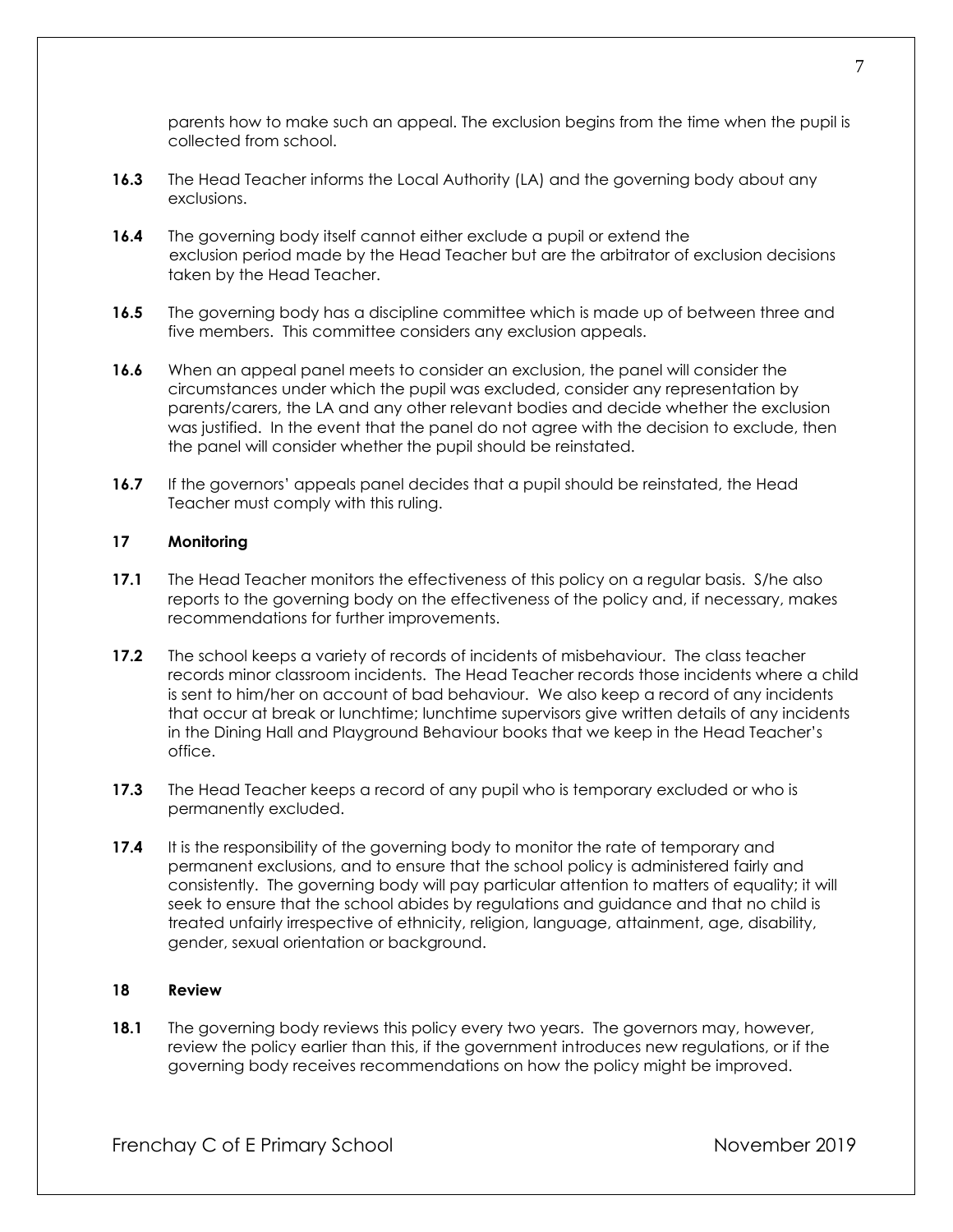parents how to make such an appeal. The exclusion begins from the time when the pupil is collected from school.

**16.3** The Head Teacher informs the Local Authority (LA) and the governing body about any exclusions.

**16.4** The governing body itself cannot either exclude a pupil or extend the exclusion period made by the Head Teacher but are the arbitrator of exclusion decisions taken by the Head Teacher.

**16.5** The governing body has a discipline committee which is made up of between three and five members. This committee considers any exclusion appeals.

**16.6** When an appeal panel meets to consider an exclusion, the panel will consider the circumstances under which the pupil was excluded, consider any representation by parents/carers, the LA and any other relevant bodies and decide whether the exclusion was justified. In the event that the panel do not agree with the decision to exclude, then the panel will consider whether the pupil should be reinstated.

**16.7** If the governors' appeals panel decides that a pupil should be reinstated, the Head Teacher must comply with this ruling.

## 17 Monitoring

**17.1** The Head Teacher monitors the effectiveness of this policy on a regular basis. S/he also reports to the governing body on the effectiveness of the policy and, if necessary, makes recommendations for further improvements.

**17.2** The school keeps a variety of records of incidents of misbehaviour. The class teacher records minor classroom incidents. The Head Teacher records those incidents where a child is sent to him/her on account of bad behaviour. We also keep a record of any incidents that occur at break or lunchtime; lunchtime supervisors give written details of any incidents in the Dining Hall and Playground Behaviour books that we keep in the Head Teacher's office.

**17.3** The Head Teacher keeps a record of any pupil who is temporary excluded or who is permanently excluded.

**17.4** It is the responsibility of the governing body to monitor the rate of temporary and permanent exclusions, and to ensure that the school policy is administered fairly and consistently. The governing body will pay particular attention to matters of equality; it will seek to ensure that the school abides by regulations and guidance and that no child is treated unfairly irrespective of ethnicity, religion, language, attainment, age, disability, gender, sexual orientation or background.

## 18 Review

**18.1** The governing body reviews this policy every two years. The governors may, however, review the policy earlier than this, if the government introduces new regulations, or if the governing body receives recommendations on how the policy might be improved.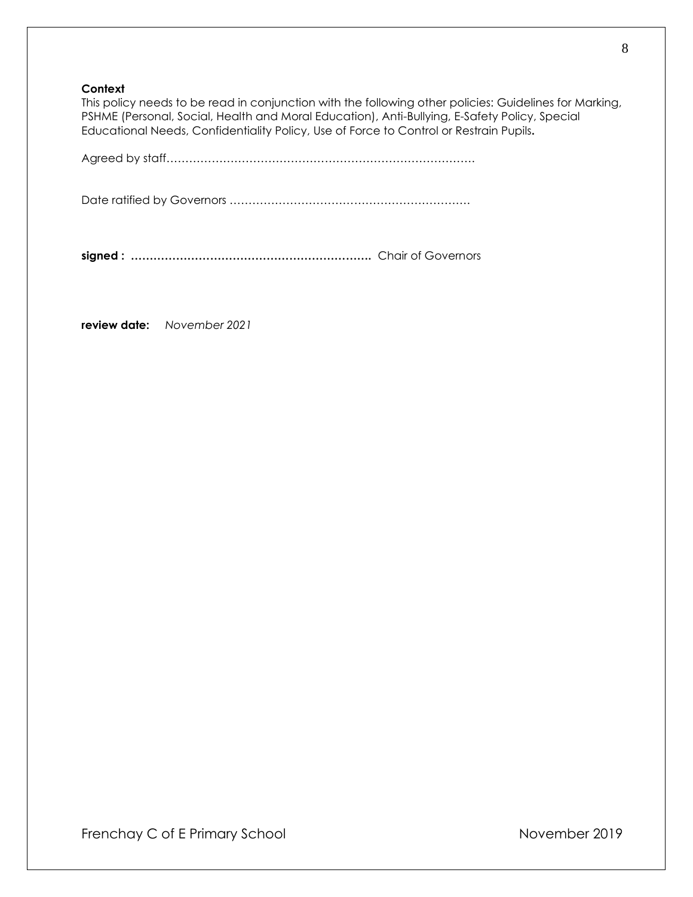**Context**

This policy needs to be read in conjunction with the following other policies: Guidelines for Marking, PSHME (Personal, Social, Health and Moral Education), Anti-Bullying, E-Safety Policy, Special Educational Needs, Confidentiality Policy, Use of Force to Control or Restrain Pupils**.**

Agreed by staff………………………………………………………………………

Date ratified by Governors ………………………………………………………

**signed : ……………………………………………………….** Chair of Governors

**review date:** *November 2021*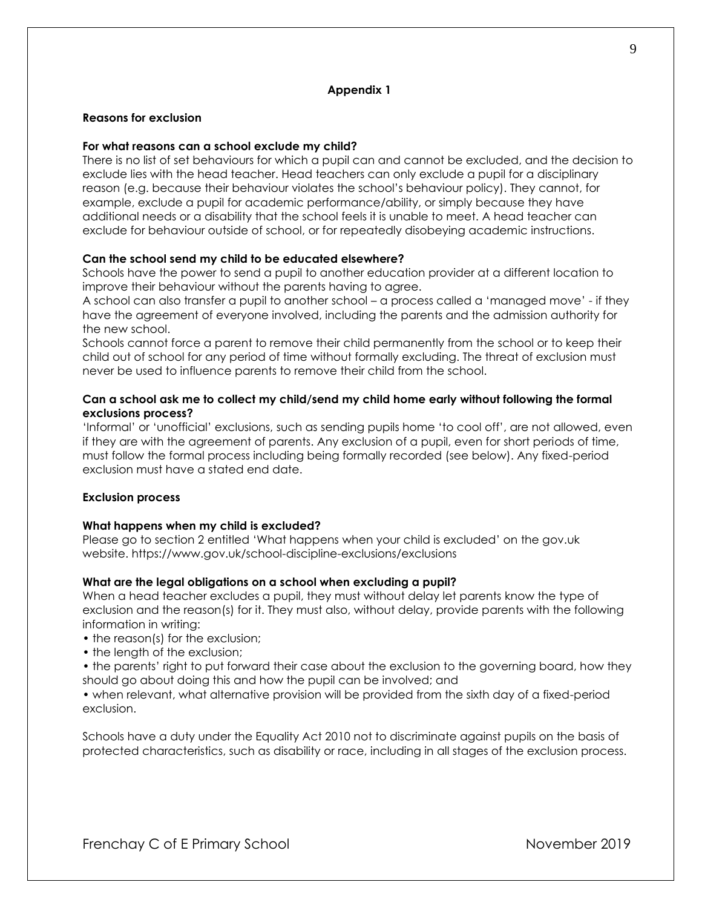## Appendix 1

### Reasons for exclusion

**For what reasons can a school exclude my child?**

There is no list of set behaviours for which a pupil can and cannot be excluded, and the decision to exclude lies with the head teacher. Head teachers can only exclude a pupil for a disciplinary reason (e.g. because their behaviour violates the school's behaviour policy). They cannot, for example, exclude a pupil for academic performance/ability, or simply because they have additional needs or a disability that the school feels it is unable to meet. A head teacher can exclude for behaviour outside of school, or for repeatedly disobeying academic instructions.

**Can the school send my child to be educated elsewhere?**

Schools have the power to send a pupil to another education provider at a different location to improve their behaviour without the parents having to agree.

A school can also transfer a pupil to another school – a process called a 'managed move' - if they have the agreement of everyone involved, including the parents and the admission authority for the new school.

Schools cannot force a parent to remove their child permanently from the school or to keep their child out of school for any period of time without formally excluding. The threat of exclusion must never be used to influence parents to remove their child from the school.

**Can a school ask me to collect my child/send my child home early without following the formal exclusions process?**

'Informal' or 'unofficial' exclusions, such as sending pupils home 'to cool off', are not allowed, even if they are with the agreement of parents. Any exclusion of a pupil, even for short periods of time, must follow the formal process including being formally recorded (see below). Any fixed-period exclusion must have a stated end date.

### Exclusion process

**What happens when my child is excluded?**

Please go to section 2 entitled 'What happens when your child is excluded' on the gov.uk website. https://www.gov.uk/school-discipline-exclusions/exclusions

**What are the legal obligations on a school when excluding a pupil?**

When a head teacher excludes a pupil, they must without delay let parents know the type of exclusion and the reason(s) for it. They must also, without delay, provide parents with the following information in writing:

- the reason(s) for the exclusion;
- the length of the exclusion;
- the parents' right to put forward their case about the exclusion to the governing board, how they should go about doing this and how the pupil can be involved; and
- when relevant, what alternative provision will be provided from the sixth day of a fixed-period exclusion.

Schools have a duty under the Equality Act 2010 not to discriminate against pupils on the basis of protected characteristics, such as disability or race, including in all stages of the exclusion process.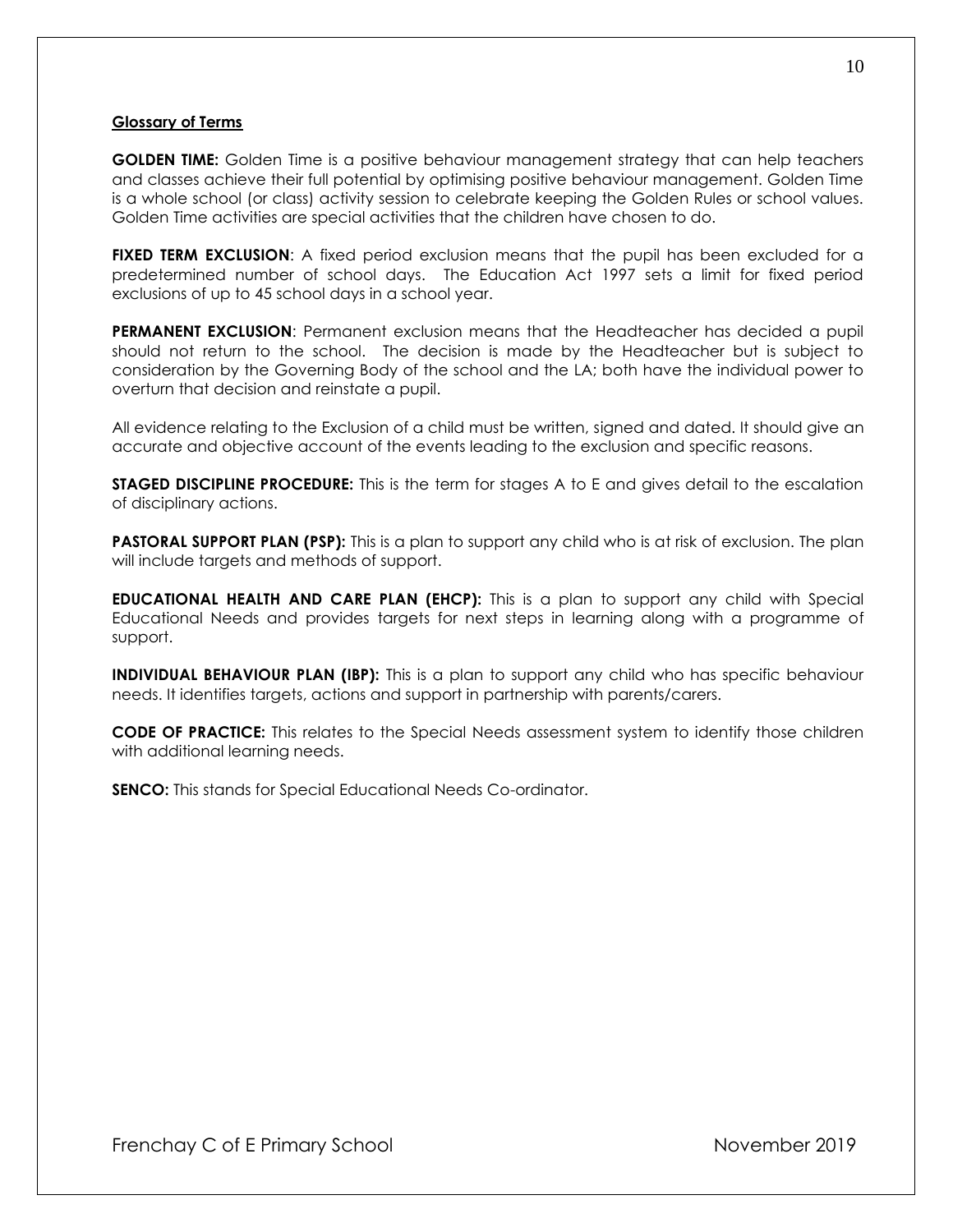**Glossary of Terms**

**GOLDEN TIME:** Golden Time is a positive behaviour management strategy that can help teachers and classes achieve their full potential by optimising positive behaviour management. Golden Time is a whole school (or class) activity session to celebrate keeping the Golden Rules or school values. Golden Time activities are special activities that the children have chosen to do.

**FIXED TERM EXCLUSION**: A fixed period exclusion means that the pupil has been excluded for a predetermined number of school days. The Education Act 1997 sets a limit for fixed period exclusions of up to 45 school days in a school year.

**PERMANENT EXCLUSION**: Permanent exclusion means that the Headteacher has decided a pupil should not return to the school. The decision is made by the Headteacher but is subject to consideration by the Governing Body of the school and the LA; both have the individual power to overturn that decision and reinstate a pupil.

All evidence relating to the Exclusion of a child must be written, signed and dated. It should give an accurate and objective account of the events leading to the exclusion and specific reasons.

**STAGED DISCIPLINE PROCEDURE:** This is the term for stages A to E and gives detail to the escalation of disciplinary actions.

**PASTORAL SUPPORT PLAN (PSP):** This is a plan to support any child who is at risk of exclusion. The plan will include targets and methods of support.

**EDUCATIONAL HEALTH AND CARE PLAN (EHCP):** This is a plan to support any child with Special Educational Needs and provides targets for next steps in learning along with a programme of support.

**INDIVIDUAL BEHAVIOUR PLAN (IBP):** This is a plan to support any child who has specific behaviour needs. It identifies targets, actions and support in partnership with parents/carers.

**CODE OF PRACTICE:** This relates to the Special Needs assessment system to identify those children with additional learning needs.

**SENCO:** This stands for Special Educational Needs Co-ordinator.